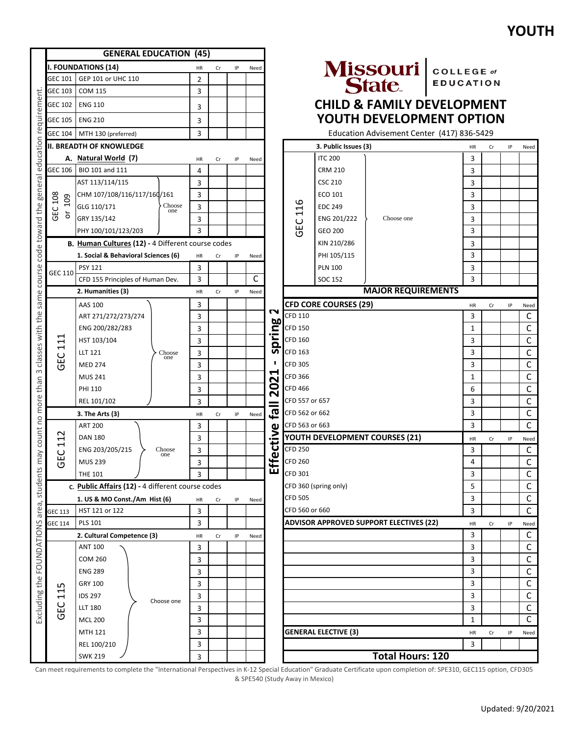# YOUTH

**Missouri State** | COLLEGE of EDUCATION

## CHILD & FAMILY DEVELOPMENT
## YOUTH DEVELOPMENT OPTION

Education Advisement Center (417) 836-5429

### GENERAL EDUCATION (45)

Excluding the FOUNDATIONS area, students may count no more than 3 classes with the same course code toward the general education requirement.

| I. FOUNDATIONS (14) | | HR | Cr | IP | Need |
|---|---|---|---|---|---|
| GEC 101 | GEP 101 or UHC 110 | 2 | | | |
| GEC 103 | COM 115 | 3 | | | |
| GEC 102 | ENG 110 | 3 | | | |
| GEC 105 | ENG 210 | 3 | | | |
| GEC 104 | MTH 130 (preferred) | 3 | | | |

**II. BREADTH OF KNOWLEDGE**

| A. Natural World (7) | | HR | Cr | IP | Need |
|---|---|---|---|---|---|
| GEC 106 | BIO 101 and 111 | 4 | | | |
| GEC 108 or 109 (Choose one) | AST 113/114/115 | 3 | | | |
| | CHM 107/108/116/117/160/161 | 3 | | | |
| | GLG 110/171 | 3 | | | |
| | GRY 135/142 | 3 | | | |
| | PHY 100/101/123/203 | 3 | | | |

**B. Human Cultures (12) - 4 Different course codes**

| 1. Social & Behavioral Sciences (6) | | HR | Cr | IP | Need |
|---|---|---|---|---|---|
| GEC 110 | PSY 121 | 3 | | | |
| | CFD 155 Principles of Human Dev. | 3 | | | C |

| 2. Humanities (3) | | HR | Cr | IP | Need |
|---|---|---|---|---|---|
| GEC 111 (Choose one) | AAS 100 | 3 | | | |
| | ART 271/272/273/274 | 3 | | | |
| | ENG 200/282/283 | 3 | | | |
| | HST 103/104 | 3 | | | |
| | LLT 121 | 3 | | | |
| | MED 274 | 3 | | | |
| | MUS 241 | 3 | | | |
| | PHI 110 | 3 | | | |
| | REL 101/102 | 3 | | | |

| 3. The Arts (3) | | HR | Cr | IP | Need |
|---|---|---|---|---|---|
| GEC 112 (Choose one) | ART 200 | 3 | | | |
| | DAN 180 | 3 | | | |
| | ENG 203/205/215 | 3 | | | |
| | MUS 239 | 3 | | | |
| | THE 101 | 3 | | | |

**C. Public Affairs (12) - 4 different course codes**

| 1. US & MO Const./Am Hist (6) | | HR | Cr | IP | Need |
|---|---|---|---|---|---|
| GEC 113 | HST 121 or 122 | 3 | | | |
| GEC 114 | PLS 101 | 3 | | | |

| 2. Cultural Competence (3) | | HR | Cr | IP | Need |
|---|---|---|---|---|---|
| GEC 115 (Choose one) | ANT 100 | 3 | | | |
| | COM 260 | 3 | | | |
| | ENG 289 | 3 | | | |
| | GRY 100 | 3 | | | |
| | IDS 297 | 3 | | | |
| | LLT 180 | 3 | | | |
| | MCL 200 | 3 | | | |
| | MTH 121 | 3 | | | |
| | REL 100/210 | 3 | | | |
| | SWK 219 | 3 | | | |

| 3. Public Issues (3) | | HR | Cr | IP | Need |
|---|---|---|---|---|---|
| GEC 116 (Choose one) | ITC 200 | 3 | | | |
| | CRM 210 | 3 | | | |
| | CSC 210 | 3 | | | |
| | ECO 101 | 3 | | | |
| | EDC 249 | 3 | | | |
| | ENG 201/222 | 3 | | | |
| | GEO 200 | 3 | | | |
| | KIN 210/286 | 3 | | | |
| | PHI 105/115 | 3 | | | |
| | PLN 100 | 3 | | | |
| | SOC 152 | 3 | | | |

### MAJOR REQUIREMENTS

**Effective fall 2021 - spring 2022**

| CFD CORE COURSES (29) | HR | Cr | IP | Need |
|---|---|---|---|---|
| CFD 110 | 3 | | | C |
| CFD 150 | 1 | | | C |
| CFD 160 | 3 | | | C |
| CFD 163 | 3 | | | C |
| CFD 305 | 3 | | | C |
| CFD 366 | 1 | | | C |
| CFD 466 | 6 | | | C |
| CFD 557 or 657 | 3 | | | C |
| CFD 562 or 662 | 3 | | | C |
| CFD 563 or 663 | 3 | | | C |

| YOUTH DEVELOPMENT COURSES (21) | HR | Cr | IP | Need |
|---|---|---|---|---|
| CFD 250 | 3 | | | C |
| CFD 260 | 4 | | | C |
| CFD 301 | 3 | | | C |
| CFD 360 (spring only) | 5 | | | C |
| CFD 505 | 3 | | | C |
| CFD 560 or 660 | 3 | | | C |

| ADVISOR APPROVED SUPPORT ELECTIVES (22) | HR | Cr | IP | Need |
|---|---|---|---|---|
| | 3 | | | C |
| | 3 | | | C |
| | 3 | | | C |
| | 3 | | | C |
| | 3 | | | C |
| | 3 | | | C |
| | 3 | | | C |
| | 1 | | | C |

| GENERAL ELECTIVE (3) | HR | Cr | IP | Need |
|---|---|---|---|---|
| | 3 | | | |

**Total Hours: 120**

Can meet requirements to complete the "International Perspectives in K-12 Special Education" Graduate Certificate upon completion of: SPE310, GEC115 option, CFD305 & SPE540 (Study Away in Mexico)

Updated: 9/20/2021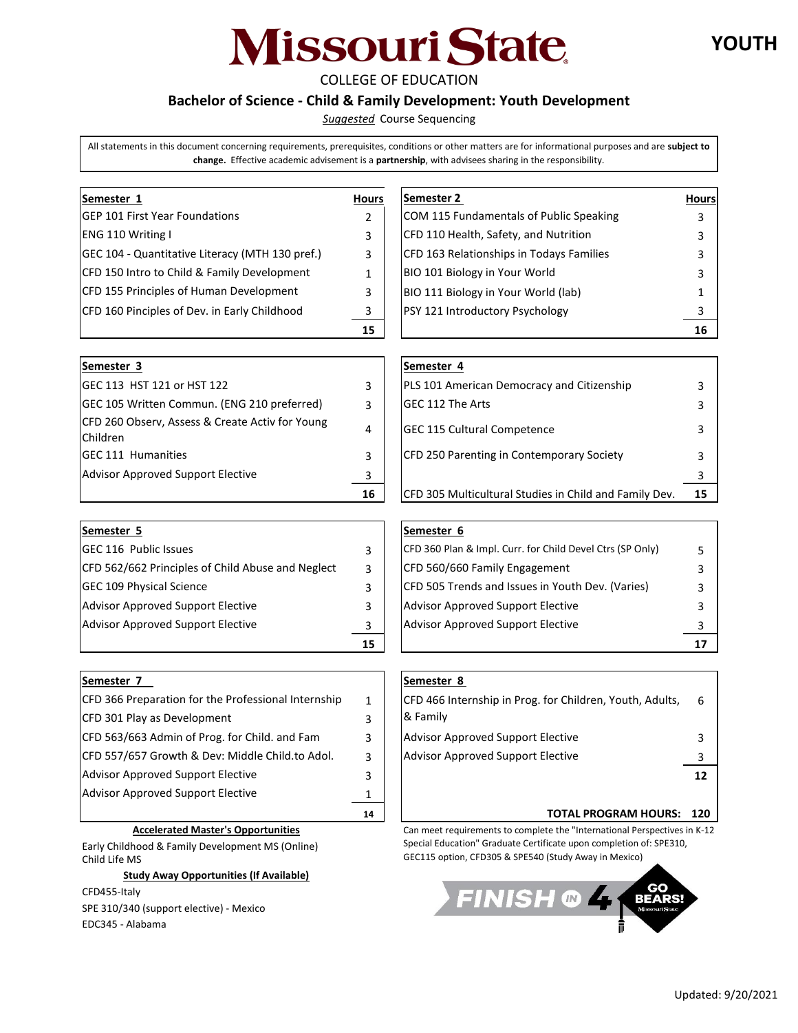YOUTH

# Missouri State

COLLEGE OF EDUCATION

## Bachelor of Science - Child & Family Development: Youth Development

*Suggested* Course Sequencing

All statements in this document concerning requirements, prerequisites, conditions or other matters are for informational purposes and are **subject to change.** Effective academic advisement is a **partnership**, with advisees sharing in the responsibility.

| Semester 1 | Hours |
|---|---|
| GEP 101 First Year Foundations | 2 |
| ENG 110 Writing I | 3 |
| GEC 104 - Quantitative Literacy (MTH 130 pref.) | 3 |
| CFD 150 Intro to Child & Family Development | 1 |
| CFD 155 Principles of Human Development | 3 |
| CFD 160 Pinciples of Dev. in Early Childhood | 3 |
| | 15 |

| Semester 2 | Hours |
|---|---|
| COM 115 Fundamentals of Public Speaking | 3 |
| CFD 110 Health, Safety, and Nutrition | 3 |
| CFD 163 Relationships in Todays Families | 3 |
| BIO 101 Biology in Your World | 3 |
| BIO 111 Biology in Your World (lab) | 1 |
| PSY 121 Introductory Psychology | 3 |
| | 16 |

| Semester 3 | |
|---|---|
| GEC 113 HST 121 or HST 122 | 3 |
| GEC 105 Written Commun. (ENG 210 preferred) | 3 |
| CFD 260 Observ, Assess & Create Activ for Young Children | 4 |
| GEC 111 Humanities | 3 |
| Advisor Approved Support Elective | 3 |
| | 16 |

| Semester 4 | |
|---|---|
| PLS 101 American Democracy and Citizenship | 3 |
| GEC 112 The Arts | 3 |
| GEC 115 Cultural Competence | 3 |
| CFD 250 Parenting in Contemporary Society | 3 |
| CFD 305 Multicultural Studies in Child and Family Dev. | 3 |
| | 15 |

| Semester 5 | |
|---|---|
| GEC 116 Public Issues | 3 |
| CFD 562/662 Principles of Child Abuse and Neglect | 3 |
| GEC 109 Physical Science | 3 |
| Advisor Approved Support Elective | 3 |
| Advisor Approved Support Elective | 3 |
| | 15 |

| Semester 6 | |
|---|---|
| CFD 360 Plan & Impl. Curr. for Child Devel Ctrs (SP Only) | 5 |
| CFD 560/660 Family Engagement | 3 |
| CFD 505 Trends and Issues in Youth Dev. (Varies) | 3 |
| Advisor Approved Support Elective | 3 |
| Advisor Approved Support Elective | 3 |
| | 17 |

| Semester 7 | |
|---|---|
| CFD 366 Preparation for the Professional Internship | 1 |
| CFD 301 Play as Development | 3 |
| CFD 563/663 Admin of Prog. for Child. and Fam | 3 |
| CFD 557/657 Growth & Dev: Middle Child.to Adol. | 3 |
| Advisor Approved Support Elective | 3 |
| Advisor Approved Support Elective | 1 |
| | 14 |

| Semester 8 | |
|---|---|
| CFD 466 Internship in Prog. for Children, Youth, Adults, & Family | 6 |
| Advisor Approved Support Elective | 3 |
| Advisor Approved Support Elective | 3 |
| | 12 |

**TOTAL PROGRAM HOURS: 120**

**Accelerated Master's Opportunities**

Early Childhood & Family Development MS (Online)
Child Life MS

**Study Away Opportunities (If Available)**

CFD455-Italy
SPE 310/340 (support elective) - Mexico
EDC345 - Alabama

Can meet requirements to complete the "International Perspectives in K-12 Special Education" Graduate Certificate upon completion of: SPE310, GEC115 option, CFD305 & SPE540 (Study Away in Mexico)

FINISH IN 4 — GO BEARS! Missouri State

Updated: 9/20/2021